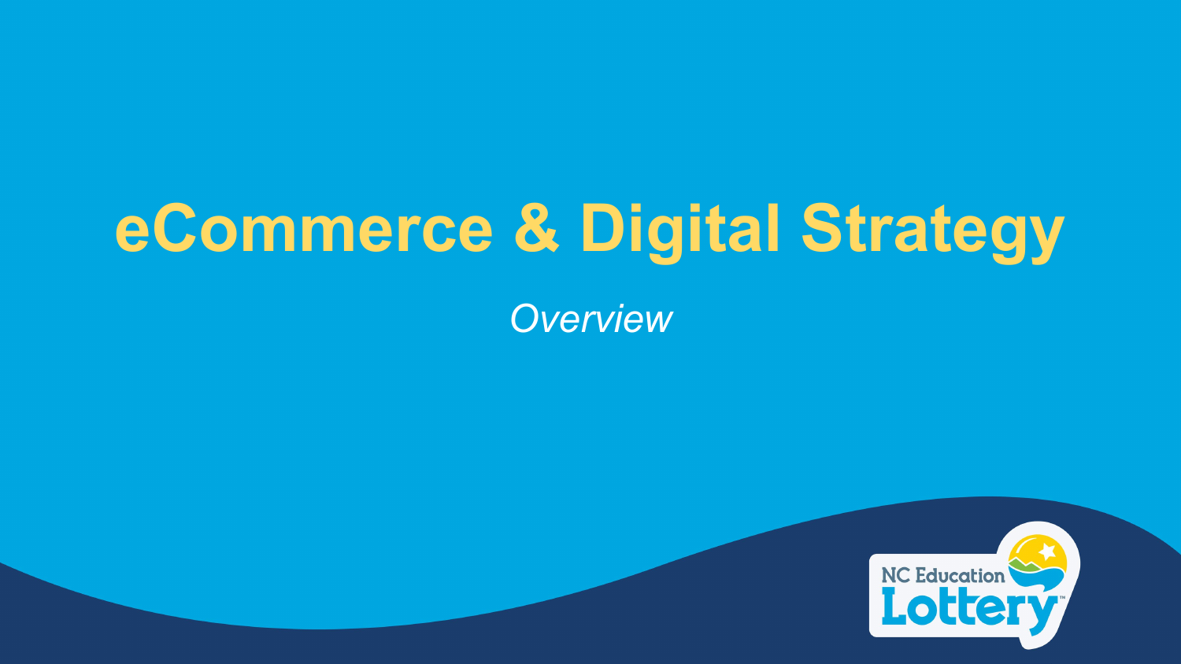# eCommerce & Digital Strategy

*Overview*

NC Education Lottery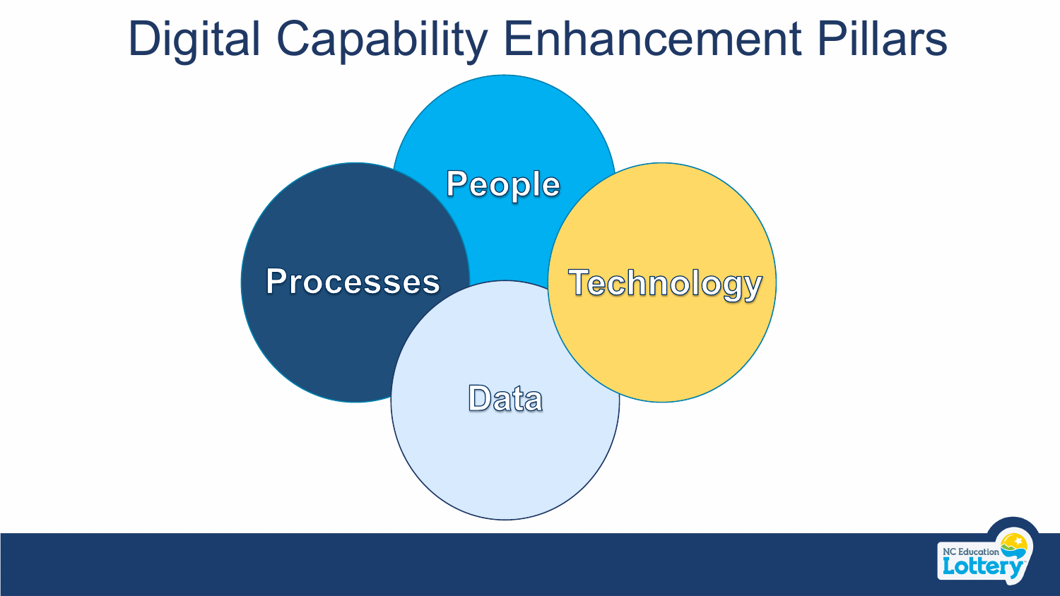# Digital Capability Enhancement Pillars

- People
- Processes
- Technology
- Data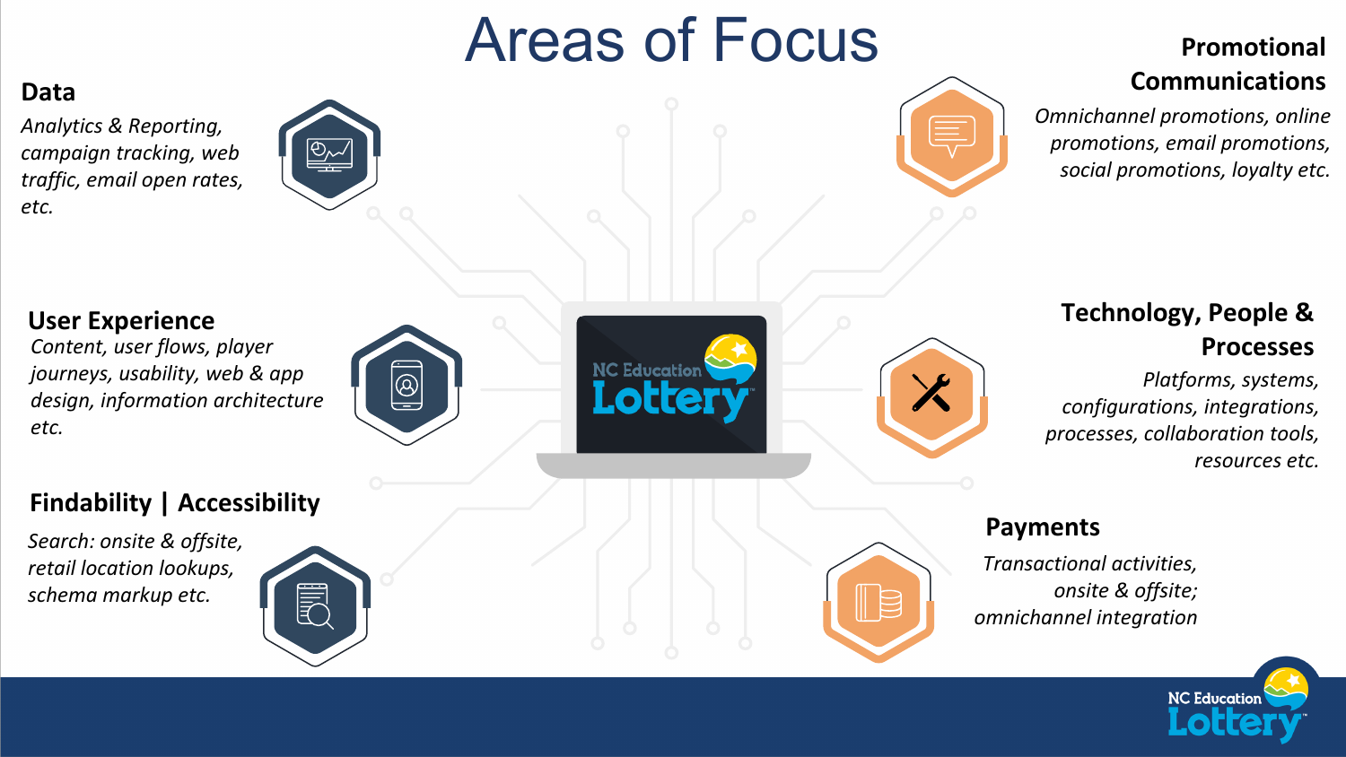# Areas of Focus

### Data

*Analytics & Reporting, campaign tracking, web traffic, email open rates, etc.*

### User Experience

*Content, user flows, player journeys, usability, web & app design, information architecture etc.*

### Findability | Accessibility

*Search: onsite & offsite, retail location lookups, schema markup etc.*

### Promotional Communications

*Omnichannel promotions, online promotions, email promotions, social promotions, loyalty etc.*

### Technology, People & Processes

*Platforms, systems, configurations, integrations, processes, collaboration tools, resources etc.*

### Payments

*Transactional activities, onsite & offsite; omnichannel integration*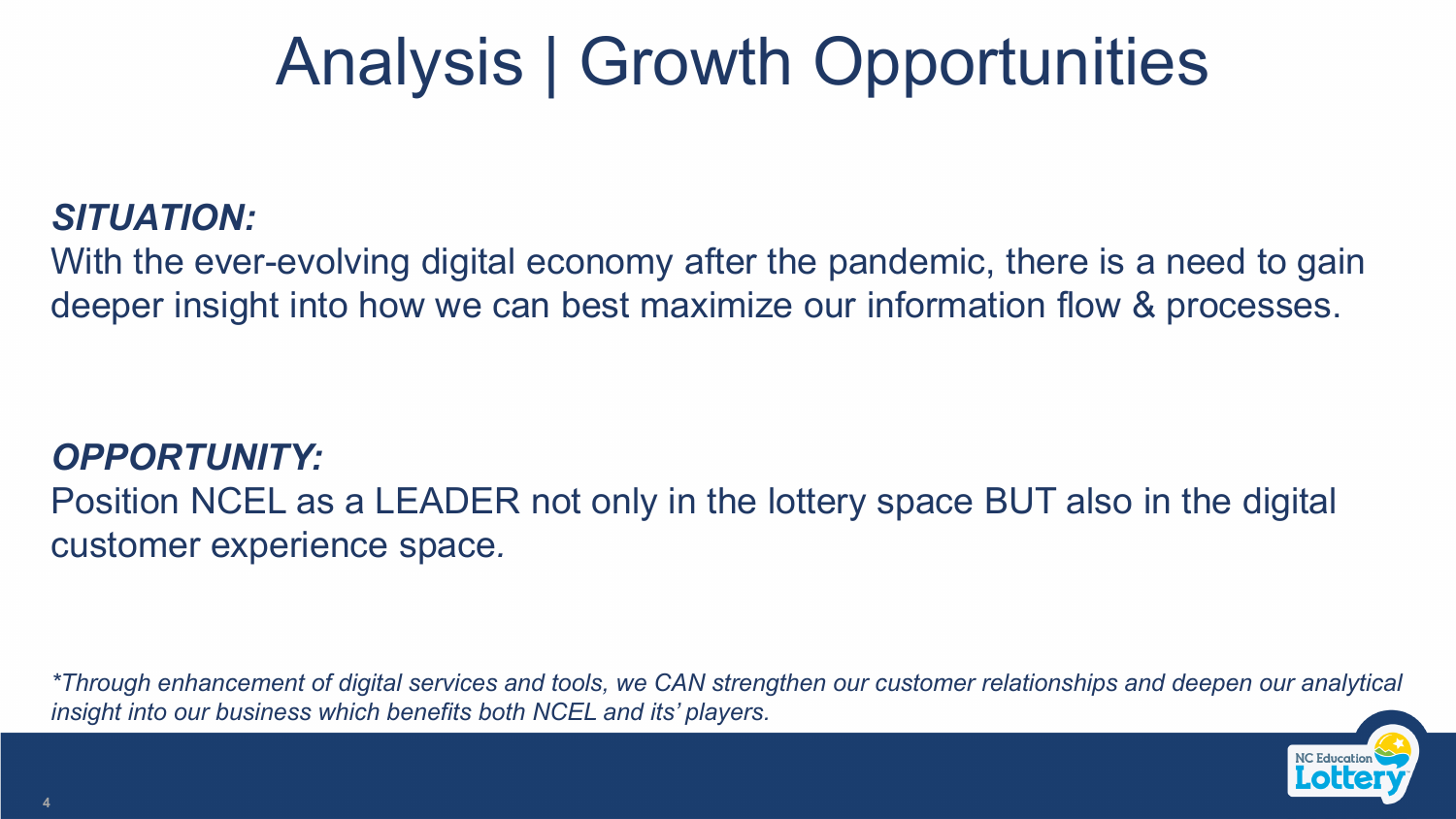# Analysis | Growth Opportunities

***SITUATION:***

With the ever-evolving digital economy after the pandemic, there is a need to gain deeper insight into how we can best maximize our information flow & processes.

***OPPORTUNITY:***

Position NCEL as a LEADER not only in the lottery space BUT also in the digital customer experience space.

**Through enhancement of digital services and tools, we CAN strengthen our customer relationships and deepen our analytical insight into our business which benefits both NCEL and its' players.*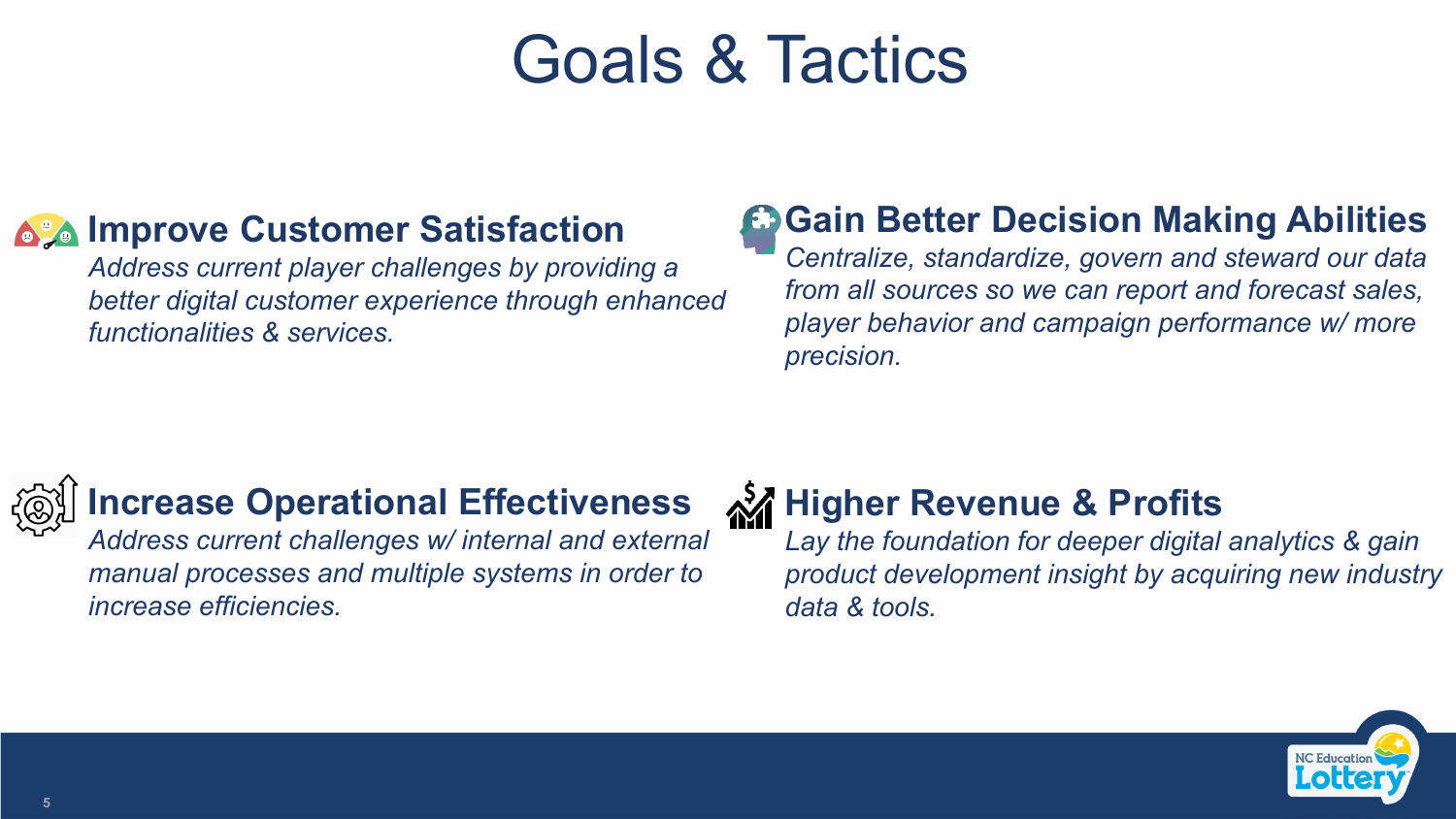# Goals & Tactics

## Improve Customer Satisfaction

*Address current player challenges by providing a better digital customer experience through enhanced functionalities & services.*

## Gain Better Decision Making Abilities

*Centralize, standardize, govern and steward our data from all sources so we can report and forecast sales, player behavior and campaign performance w/ more precision.*

## Increase Operational Effectiveness

*Address current challenges w/ internal and external manual processes and multiple systems in order to increase efficiencies.*

## Higher Revenue & Profits

*Lay the foundation for deeper digital analytics & gain product development insight by acquiring new industry data & tools.*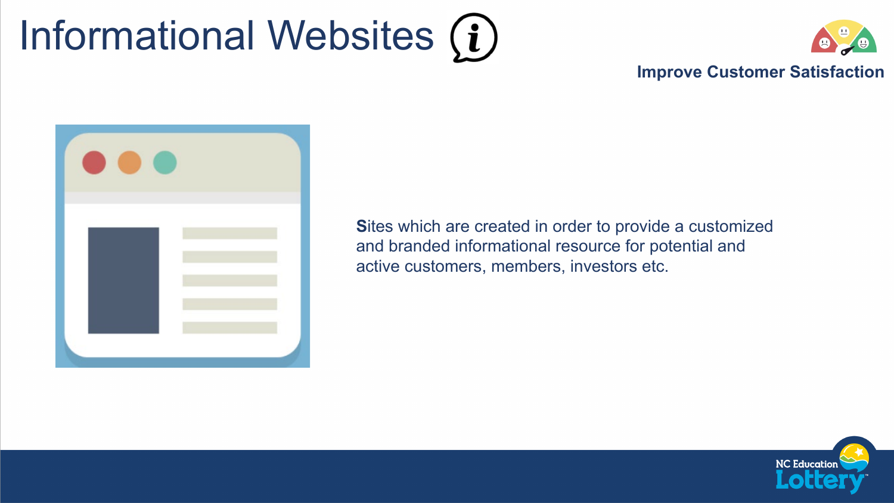# Informational Websites

**Improve Customer Satisfaction**

**S**ites which are created in order to provide a customized and branded informational resource for potential and active customers, members, investors etc.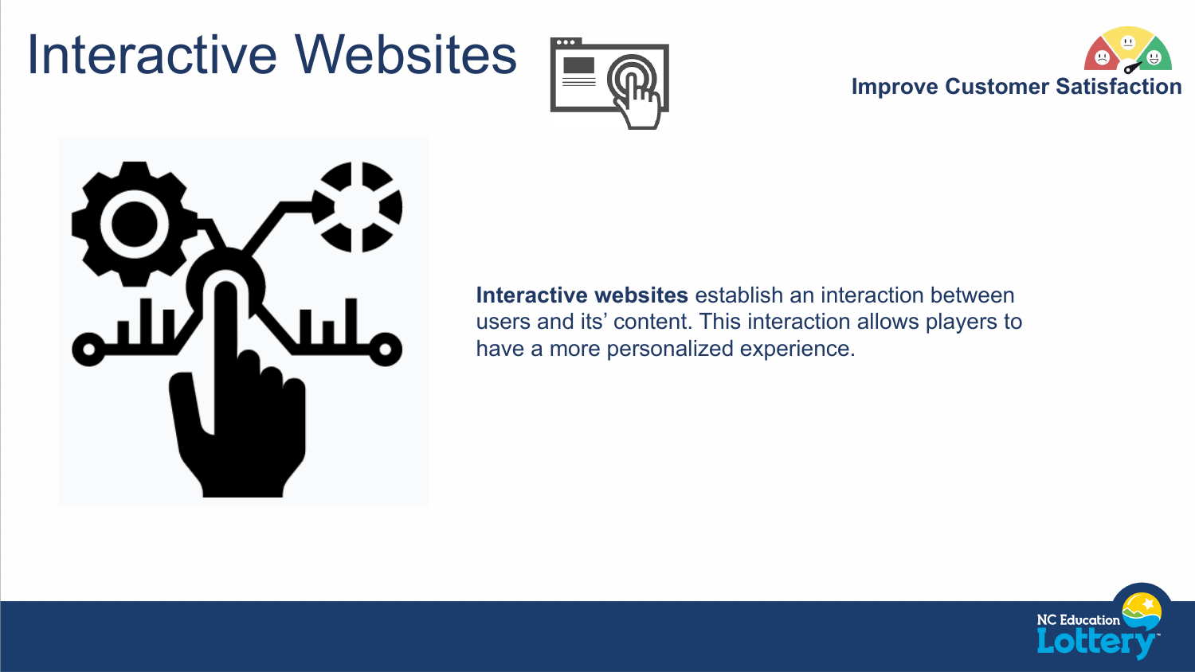# Interactive Websites

**Improve Customer Satisfaction**

**Interactive websites** establish an interaction between users and its' content. This interaction allows players to have a more personalized experience.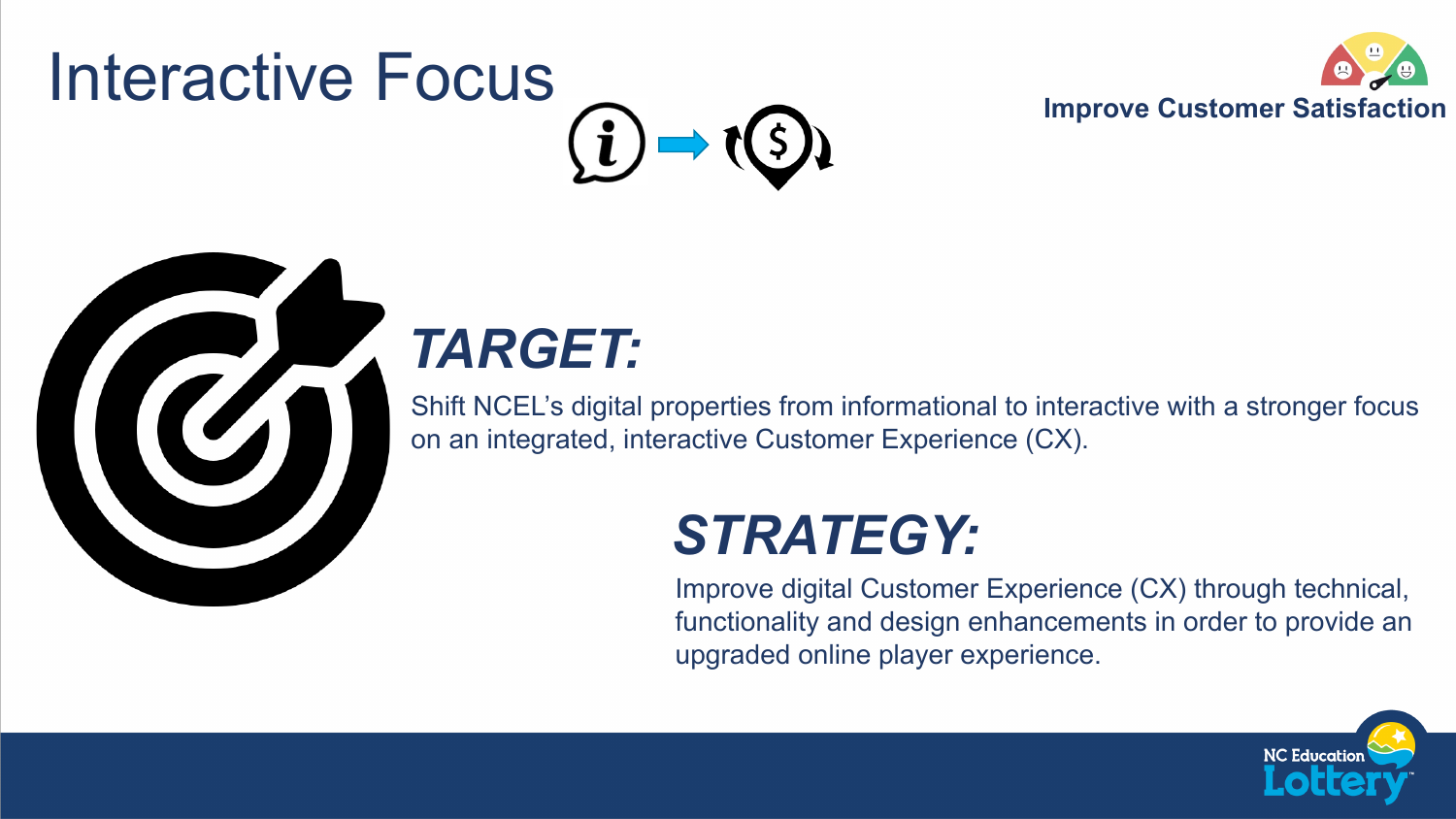# Interactive Focus

**Improve Customer Satisfaction**

## *TARGET:*

Shift NCEL's digital properties from informational to interactive with a stronger focus on an integrated, interactive Customer Experience (CX).

## *STRATEGY:*

Improve digital Customer Experience (CX) through technical, functionality and design enhancements in order to provide an upgraded online player experience.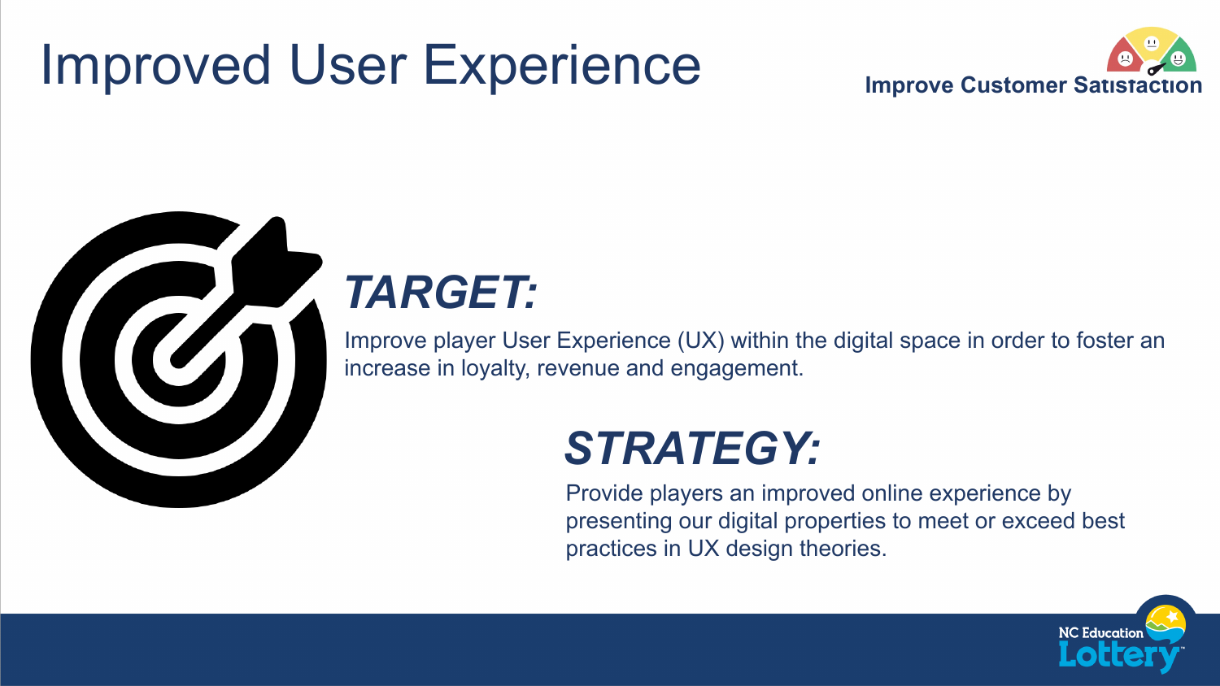# Improved User Experience

**Improve Customer Satisfaction**

## *TARGET:*

Improve player User Experience (UX) within the digital space in order to foster an increase in loyalty, revenue and engagement.

## *STRATEGY:*

Provide players an improved online experience by presenting our digital properties to meet or exceed best practices in UX design theories.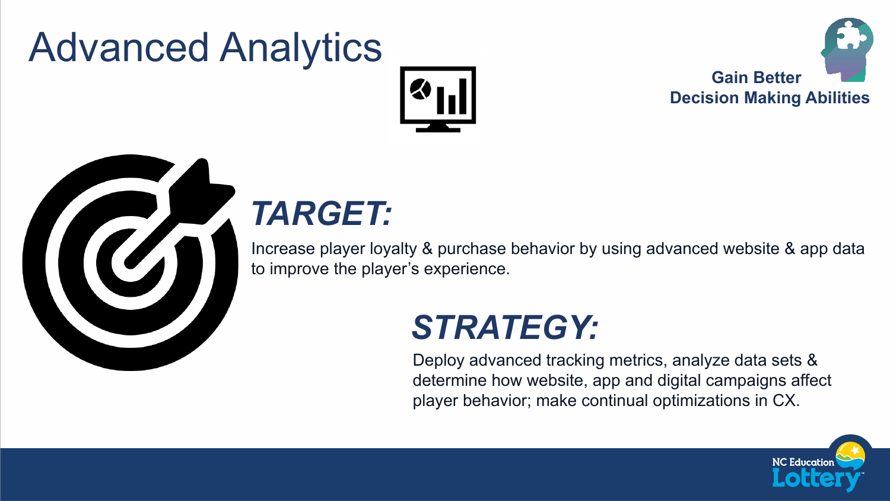# Advanced Analytics

**Gain Better Decision Making Abilities**

## *TARGET:*

Increase player loyalty & purchase behavior by using advanced website & app data to improve the player's experience.

## *STRATEGY:*

Deploy advanced tracking metrics, analyze data sets & determine how website, app and digital campaigns affect player behavior; make continual optimizations in CX.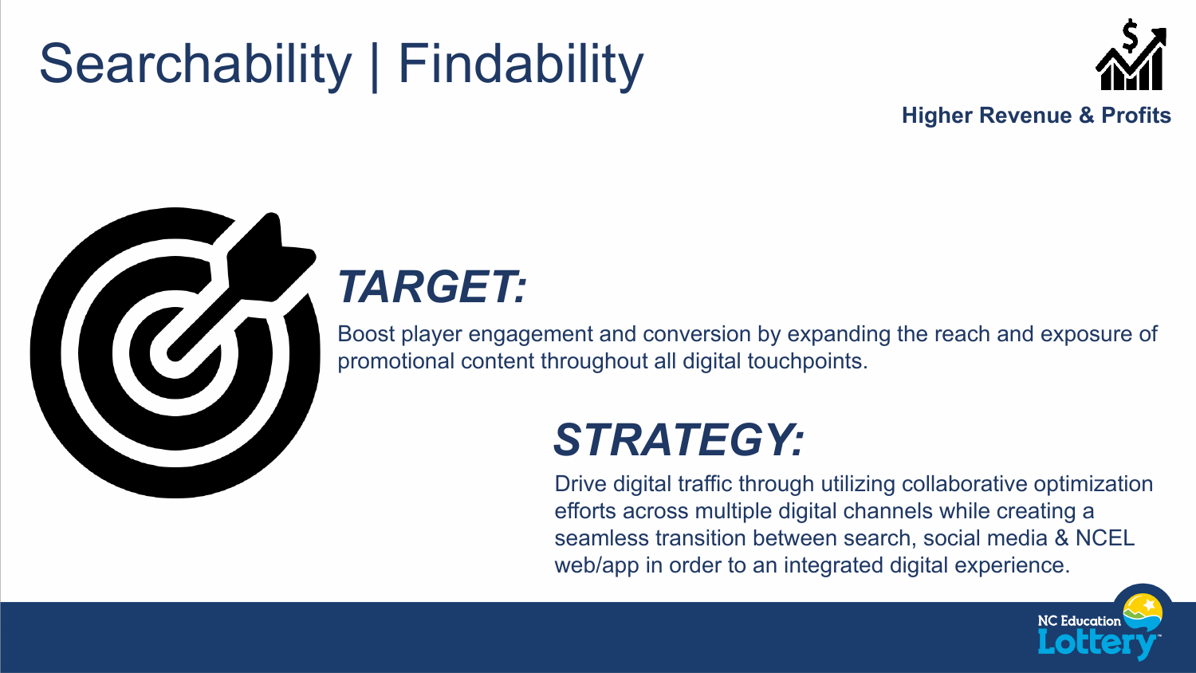# Searchability | Findability

**Higher Revenue & Profits**

## *TARGET:*

Boost player engagement and conversion by expanding the reach and exposure of promotional content throughout all digital touchpoints.

## *STRATEGY:*

Drive digital traffic through utilizing collaborative optimization efforts across multiple digital channels while creating a seamless transition between search, social media & NCEL web/app in order to an integrated digital experience.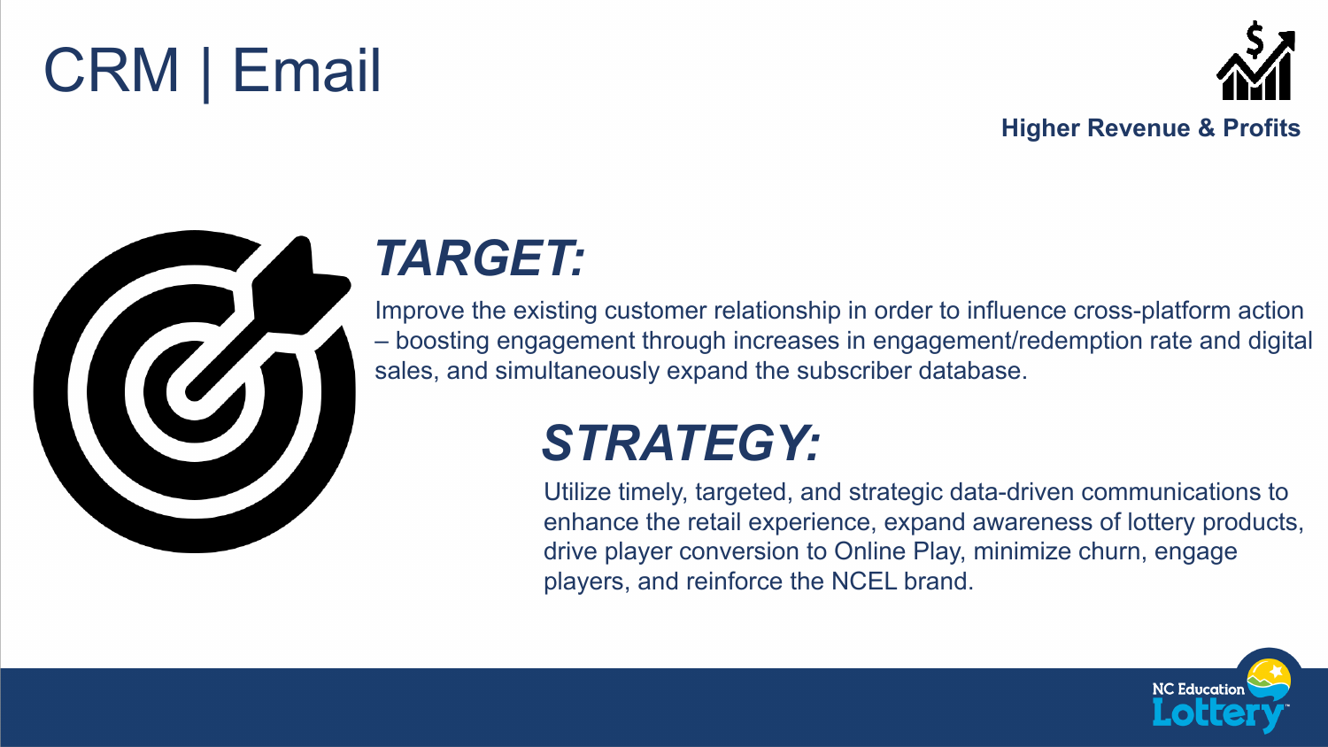# CRM | Email

**Higher Revenue & Profits**

## *TARGET:*

Improve the existing customer relationship in order to influence cross-platform action – boosting engagement through increases in engagement/redemption rate and digital sales, and simultaneously expand the subscriber database.

## *STRATEGY:*

Utilize timely, targeted, and strategic data-driven communications to enhance the retail experience, expand awareness of lottery products, drive player conversion to Online Play, minimize churn, engage players, and reinforce the NCEL brand.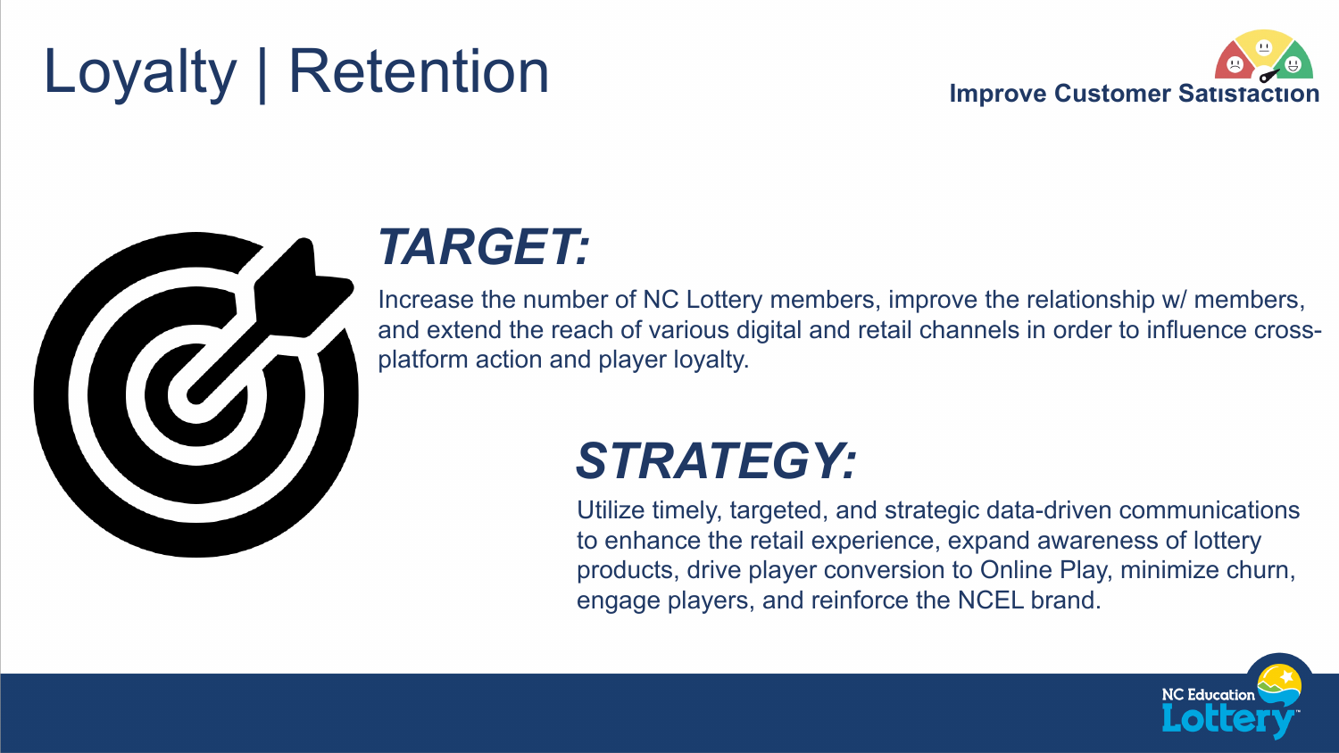# Loyalty | Retention

**Improve Customer Satisfaction**

## *TARGET:*

Increase the number of NC Lottery members, improve the relationship w/ members, and extend the reach of various digital and retail channels in order to influence cross-platform action and player loyalty.

## *STRATEGY:*

Utilize timely, targeted, and strategic data-driven communications to enhance the retail experience, expand awareness of lottery products, drive player conversion to Online Play, minimize churn, engage players, and reinforce the NCEL brand.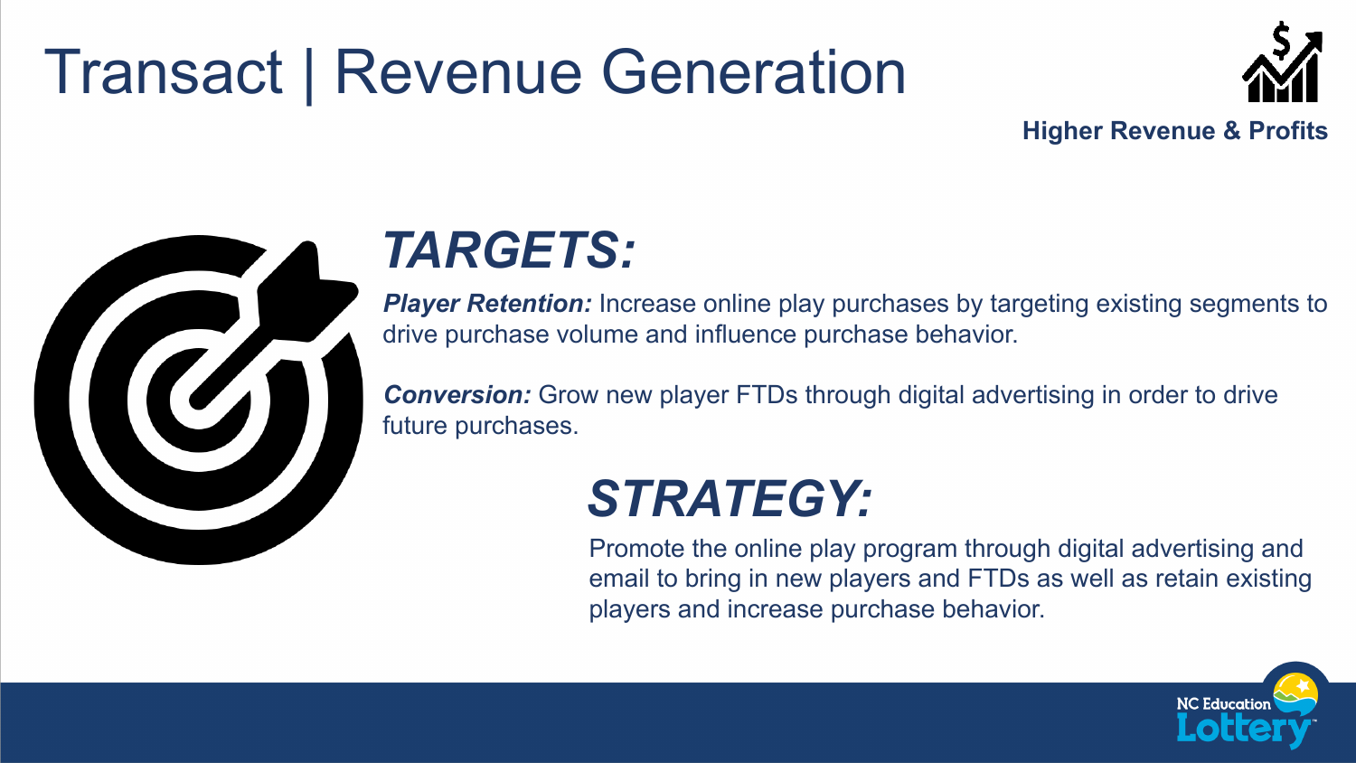# Transact | Revenue Generation

**Higher Revenue & Profits**

## *TARGETS:*

***Player Retention:*** Increase online play purchases by targeting existing segments to drive purchase volume and influence purchase behavior.

***Conversion:*** Grow new player FTDs through digital advertising in order to drive future purchases.

## *STRATEGY:*

Promote the online play program through digital advertising and email to bring in new players and FTDs as well as retain existing players and increase purchase behavior.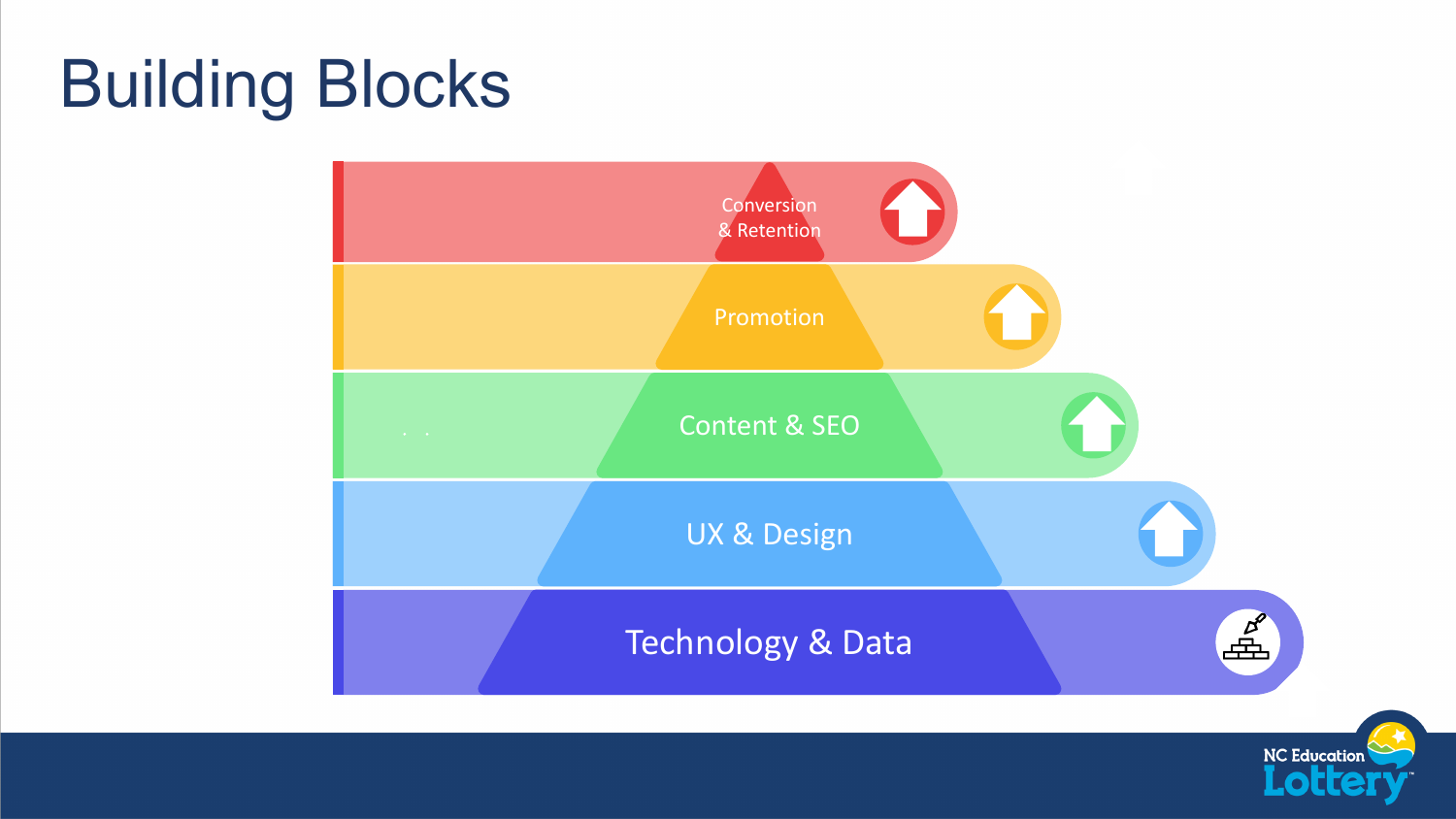# Building Blocks

- Conversion & Retention
- Promotion
- Content & SEO
- UX & Design
- Technology & Data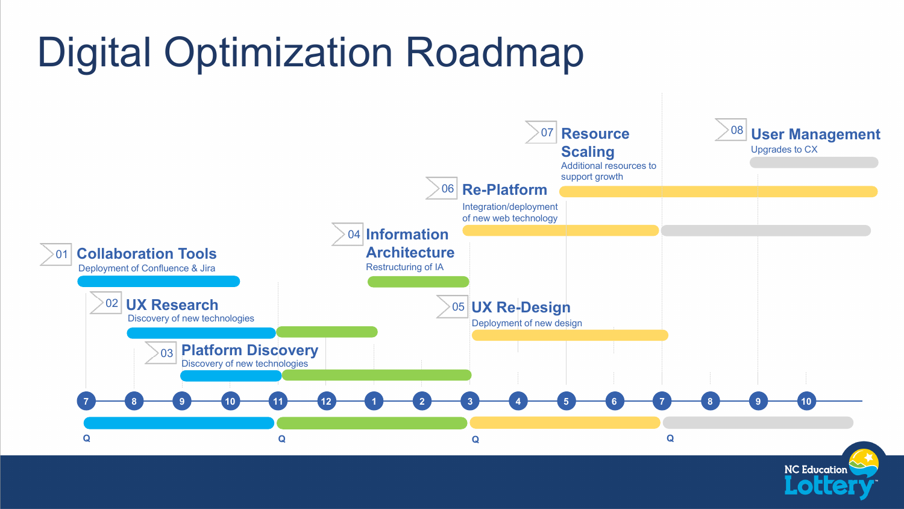# Digital Optimization Roadmap

**01 Collaboration Tools**
Deployment of Confluence & Jira

**02 UX Research**
Discovery of new technologies

**03 Platform Discovery**
Discovery of new technologies

**04 Information Architecture**
Restructuring of IA

**05 UX Re-Design**
Deployment of new design

**06 Re-Platform**
Integration/deployment of new web technology

**07 Resource Scaling**
Additional resources to support growth

**08 User Management**
Upgrades to CX

7 8 9 10 11 12 1 2 3 4 5 6 7 8 9 10

Q Q Q Q

NC Education Lottery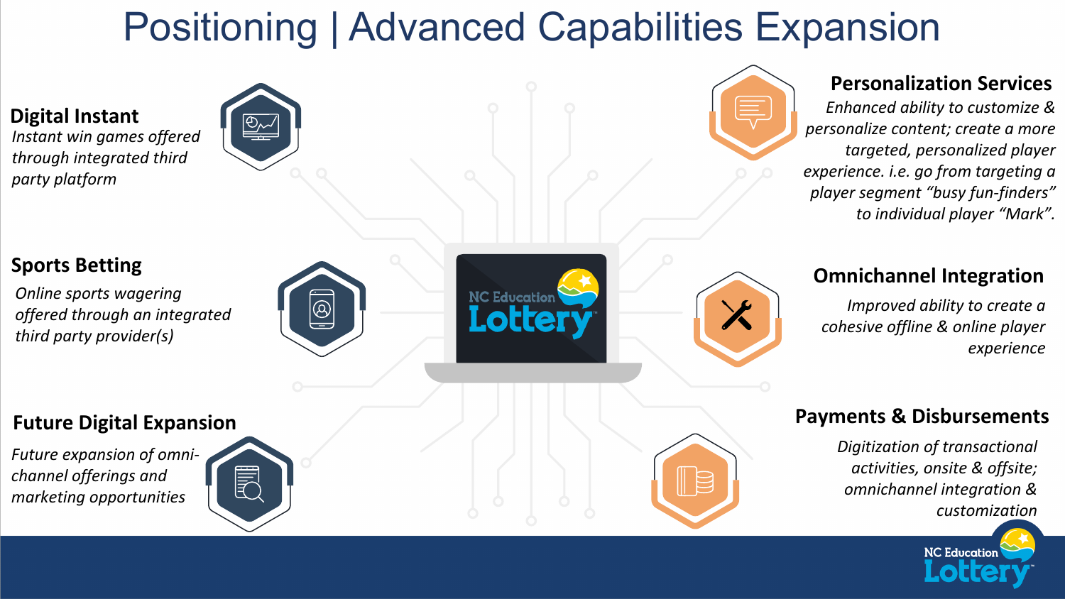# Positioning | Advanced Capabilities Expansion

## Digital Instant

*Instant win games offered through integrated third party platform*

## Sports Betting

*Online sports wagering offered through an integrated third party provider(s)*

## Future Digital Expansion

*Future expansion of omni-channel offerings and marketing opportunities*

## Personalization Services

*Enhanced ability to customize & personalize content; create a more targeted, personalized player experience. i.e. go from targeting a player segment "busy fun-finders" to individual player "Mark".*

## Omnichannel Integration

*Improved ability to create a cohesive offline & online player experience*

## Payments & Disbursements

*Digitization of transactional activities, onsite & offsite; omnichannel integration & customization*